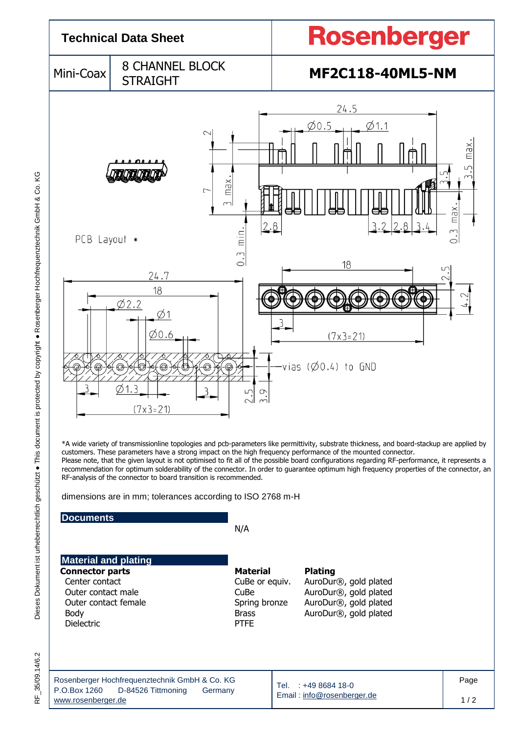# Technical Data Sheet

**Rosenberger**

| Mini-Coax | 8 CHANNEL BLOCK STRAIGHT | **MF2C118-40ML5-NM** |
|---|---|---|

PCB Layout *

*A wide variety of transmissionline topologies and pcb-parameters like permittivity, substrate thickness, and board-stackup are applied by customers. These parameters have a strong impact on the high frequency performance of the mounted connector.
Please note, that the given layout is not optimised to fit all of the possible board configurations regarding RF-performance, it represents a recommendation for optimum solderability of the connector. In order to guarantee optimum high frequency properties of the connector, an RF-analysis of the connector to board transition is recommended.

dimensions are in mm; tolerances according to ISO 2768 m-H

## Documents

N/A

## Material and plating

| Connector parts | Material | Plating |
|---|---|---|
| Center contact | CuBe or equiv. | AuroDur®, gold plated |
| Outer contact male | CuBe | AuroDur®, gold plated |
| Outer contact female | Spring bronze | AuroDur®, gold plated |
| Body | Brass | AuroDur®, gold plated |
| Dielectric | PTFE | |

Rosenberger Hochfrequenztechnik GmbH & Co. KG
P.O.Box 1260 D-84526 Tittmoning Germany
www.rosenberger.de

Tel. : +49 8684 18-0
Email : info@rosenberger.de

Dieses Dokument ist urheberrechtlich geschützt ● This document is protected by copyright ● Rosenberger Hochfrequenztechnik GmbH & Co. KG

RF_35/09.14/6.2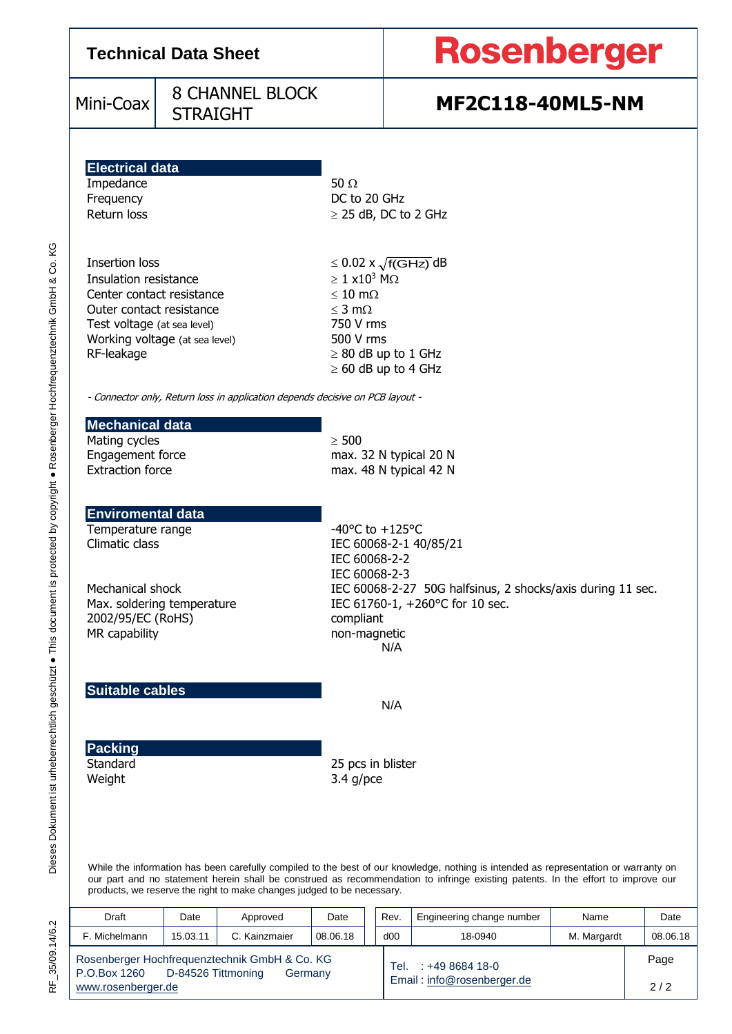# Technical Data Sheet

# Rosenberger

| Mini-Coax | 8 CHANNEL BLOCK STRAIGHT | MF2C118-40ML5-NM |
|---|---|---|

## Electrical data

| | |
|---|---|
| Impedance | 50 Ω |
| Frequency | DC to 20 GHz |
| Return loss | ≥ 25 dB, DC to 2 GHz |
| | |
| Insertion loss | ≤ 0.02 x $\sqrt{f(GHz)}$ dB |
| Insulation resistance | ≥ 1 x$10^3$ MΩ |
| Center contact resistance | ≤ 10 mΩ |
| Outer contact resistance | ≤ 3 mΩ |
| Test voltage (at sea level) | 750 V rms |
| Working voltage (at sea level) | 500 V rms |
| RF-leakage | ≥ 80 dB up to 1 GHz<br>≥ 60 dB up to 4 GHz |

*- Connector only, Return loss in application depends decisive on PCB layout -*

## Mechanical data

| | |
|---|---|
| Mating cycles | ≥ 500 |
| Engagement force | max. 32 N typical 20 N |
| Extraction force | max. 48 N typical 42 N |

## Enviromental data

| | |
|---|---|
| Temperature range | -40°C to +125°C |
| Climatic class | IEC 60068-2-1 40/85/21<br>IEC 60068-2-2<br>IEC 60068-2-3 |
| Mechanical shock | IEC 60068-2-27 50G halfsinus, 2 shocks/axis during 11 sec. |
| Max. soldering temperature | IEC 61760-1, +260°C for 10 sec. |
| 2002/95/EC (RoHS) | compliant |
| MR capability | non-magnetic |
| | N/A |

## Suitable cables

N/A

## Packing

| | |
|---|---|
| Standard | 25 pcs in blister |
| Weight | 3.4 g/pce |

While the information has been carefully compiled to the best of our knowledge, nothing is intended as representation or warranty on our part and no statement herein shall be construed as recommendation to infringe existing patents. In the effort to improve our products, we reserve the right to make changes judged to be necessary.

| Draft | Date | Approved | Date | Rev. | Engineering change number | Name | Date |
|---|---|---|---|---|---|---|---|
| F. Michelmann | 15.03.11 | C. Kainzmaier | 08.06.18 | d00 | 18-0940 | M. Margardt | 08.06.18 |

Rosenberger Hochfrequenztechnik GmbH & Co. KG
P.O.Box 1260 D-84526 Tittmoning Germany
www.rosenberger.de

Tel. : +49 8684 18-0
Email : info@rosenberger.de

RF_35/09.14/6.2

Dieses Dokument ist urheberrechtlich geschützt ● This document is protected by copyright ● Rosenberger Hochfrequenztechnik GmbH & Co. KG